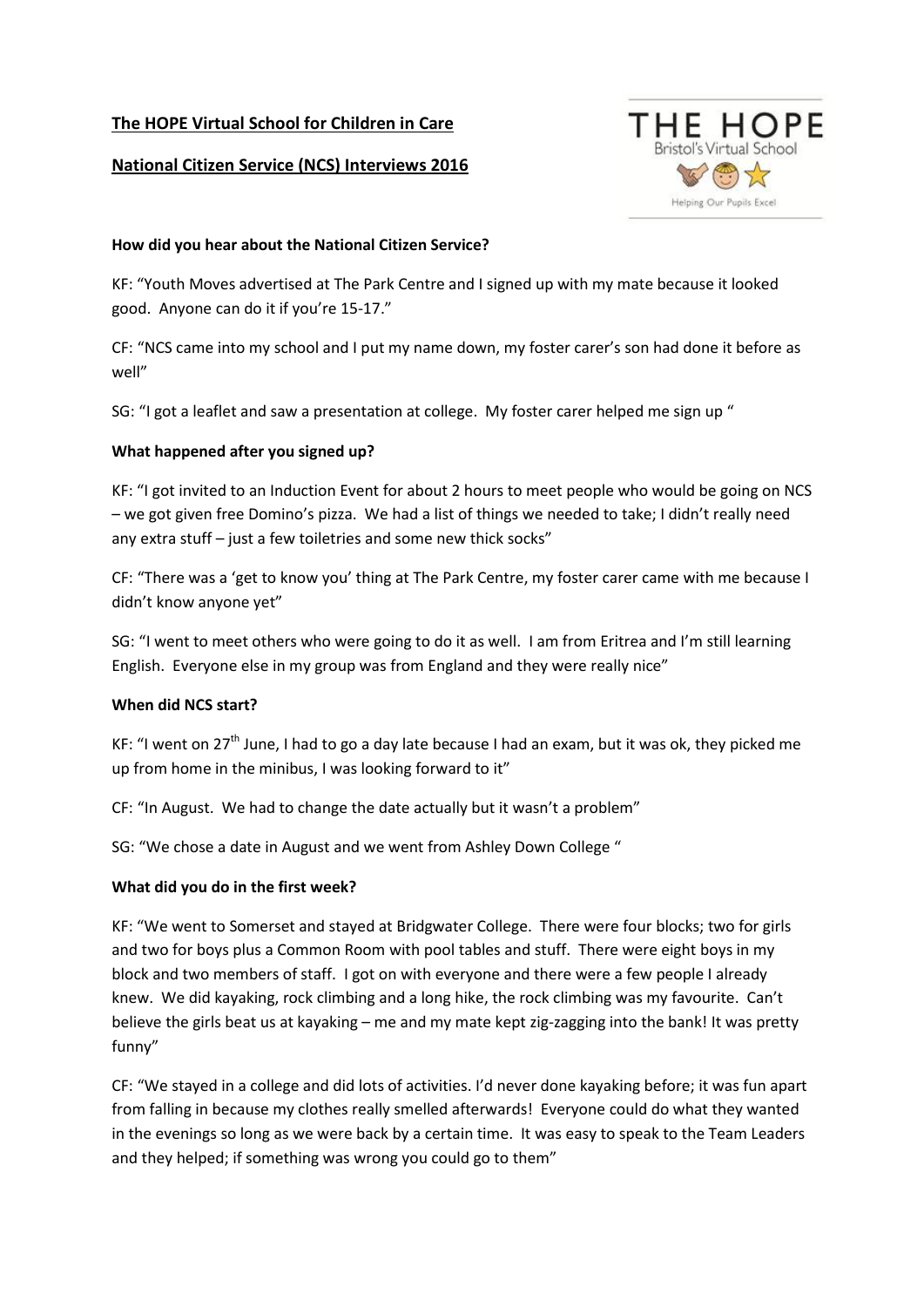# The HOPE Virtual School for Children in Care

## National Citizen Service (NCS) Interviews 2016

**How did you hear about the National Citizen Service?**

KF: "Youth Moves advertised at The Park Centre and I signed up with my mate because it looked good. Anyone can do it if you're 15-17."

CF: "NCS came into my school and I put my name down, my foster carer's son had done it before as well"

SG: "I got a leaflet and saw a presentation at college. My foster carer helped me sign up "

**What happened after you signed up?**

KF: "I got invited to an Induction Event for about 2 hours to meet people who would be going on NCS – we got given free Domino's pizza. We had a list of things we needed to take; I didn't really need any extra stuff – just a few toiletries and some new thick socks"

CF: "There was a 'get to know you' thing at The Park Centre, my foster carer came with me because I didn't know anyone yet"

SG: "I went to meet others who were going to do it as well. I am from Eritrea and I'm still learning English. Everyone else in my group was from England and they were really nice"

**When did NCS start?**

KF: "I went on 27th June, I had to go a day late because I had an exam, but it was ok, they picked me up from home in the minibus, I was looking forward to it"

CF: "In August. We had to change the date actually but it wasn't a problem"

SG: "We chose a date in August and we went from Ashley Down College "

**What did you do in the first week?**

KF: "We went to Somerset and stayed at Bridgwater College. There were four blocks; two for girls and two for boys plus a Common Room with pool tables and stuff. There were eight boys in my block and two members of staff. I got on with everyone and there were a few people I already knew. We did kayaking, rock climbing and a long hike, the rock climbing was my favourite. Can't believe the girls beat us at kayaking – me and my mate kept zig-zagging into the bank! It was pretty funny"

CF: "We stayed in a college and did lots of activities. I'd never done kayaking before; it was fun apart from falling in because my clothes really smelled afterwards! Everyone could do what they wanted in the evenings so long as we were back by a certain time. It was easy to speak to the Team Leaders and they helped; if something was wrong you could go to them"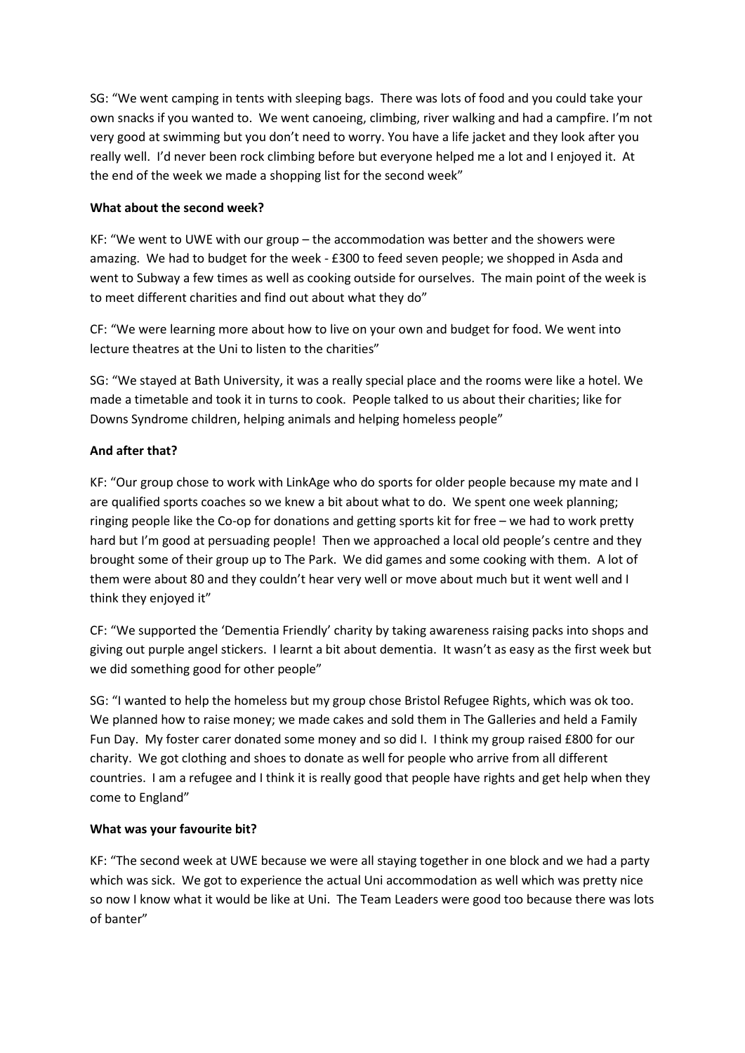SG: "We went camping in tents with sleeping bags. There was lots of food and you could take your own snacks if you wanted to. We went canoeing, climbing, river walking and had a campfire. I'm not very good at swimming but you don't need to worry. You have a life jacket and they look after you really well. I'd never been rock climbing before but everyone helped me a lot and I enjoyed it. At the end of the week we made a shopping list for the second week"

**What about the second week?**

KF: "We went to UWE with our group – the accommodation was better and the showers were amazing. We had to budget for the week - £300 to feed seven people; we shopped in Asda and went to Subway a few times as well as cooking outside for ourselves. The main point of the week is to meet different charities and find out about what they do"

CF: "We were learning more about how to live on your own and budget for food. We went into lecture theatres at the Uni to listen to the charities"

SG: "We stayed at Bath University, it was a really special place and the rooms were like a hotel. We made a timetable and took it in turns to cook. People talked to us about their charities; like for Downs Syndrome children, helping animals and helping homeless people"

**And after that?**

KF: "Our group chose to work with LinkAge who do sports for older people because my mate and I are qualified sports coaches so we knew a bit about what to do. We spent one week planning; ringing people like the Co-op for donations and getting sports kit for free – we had to work pretty hard but I'm good at persuading people! Then we approached a local old people's centre and they brought some of their group up to The Park. We did games and some cooking with them. A lot of them were about 80 and they couldn't hear very well or move about much but it went well and I think they enjoyed it"

CF: "We supported the 'Dementia Friendly' charity by taking awareness raising packs into shops and giving out purple angel stickers. I learnt a bit about dementia. It wasn't as easy as the first week but we did something good for other people"

SG: "I wanted to help the homeless but my group chose Bristol Refugee Rights, which was ok too. We planned how to raise money; we made cakes and sold them in The Galleries and held a Family Fun Day. My foster carer donated some money and so did I. I think my group raised £800 for our charity. We got clothing and shoes to donate as well for people who arrive from all different countries. I am a refugee and I think it is really good that people have rights and get help when they come to England"

**What was your favourite bit?**

KF: "The second week at UWE because we were all staying together in one block and we had a party which was sick. We got to experience the actual Uni accommodation as well which was pretty nice so now I know what it would be like at Uni. The Team Leaders were good too because there was lots of banter"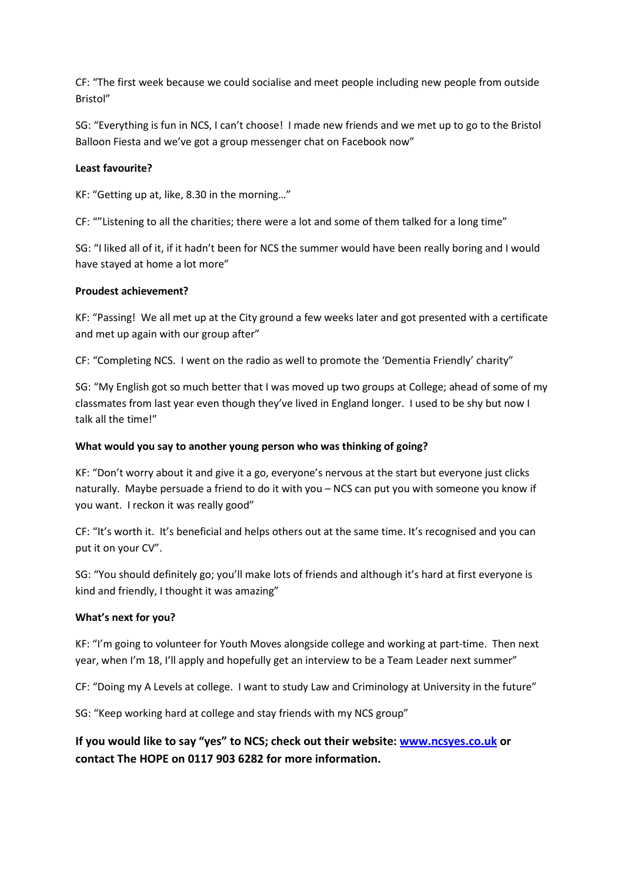CF: "The first week because we could socialise and meet people including new people from outside Bristol"

SG: "Everything is fun in NCS, I can't choose! I made new friends and we met up to go to the Bristol Balloon Fiesta and we've got a group messenger chat on Facebook now"

**Least favourite?**

KF: "Getting up at, like, 8.30 in the morning…"

CF: ""Listening to all the charities; there were a lot and some of them talked for a long time"

SG: "I liked all of it, if it hadn't been for NCS the summer would have been really boring and I would have stayed at home a lot more"

**Proudest achievement?**

KF: "Passing! We all met up at the City ground a few weeks later and got presented with a certificate and met up again with our group after"

CF: "Completing NCS. I went on the radio as well to promote the 'Dementia Friendly' charity"

SG: "My English got so much better that I was moved up two groups at College; ahead of some of my classmates from last year even though they've lived in England longer. I used to be shy but now I talk all the time!"

**What would you say to another young person who was thinking of going?**

KF: "Don't worry about it and give it a go, everyone's nervous at the start but everyone just clicks naturally. Maybe persuade a friend to do it with you – NCS can put you with someone you know if you want. I reckon it was really good"

CF: "It's worth it. It's beneficial and helps others out at the same time. It's recognised and you can put it on your CV".

SG: "You should definitely go; you'll make lots of friends and although it's hard at first everyone is kind and friendly, I thought it was amazing"

**What's next for you?**

KF: "I'm going to volunteer for Youth Moves alongside college and working at part-time. Then next year, when I'm 18, I'll apply and hopefully get an interview to be a Team Leader next summer"

CF: "Doing my A Levels at college. I want to study Law and Criminology at University in the future"

SG: "Keep working hard at college and stay friends with my NCS group"

**If you would like to say "yes" to NCS; check out their website: [www.ncsyes.co.uk](http://www.ncsyes.co.uk) or contact The HOPE on 0117 903 6282 for more information.**